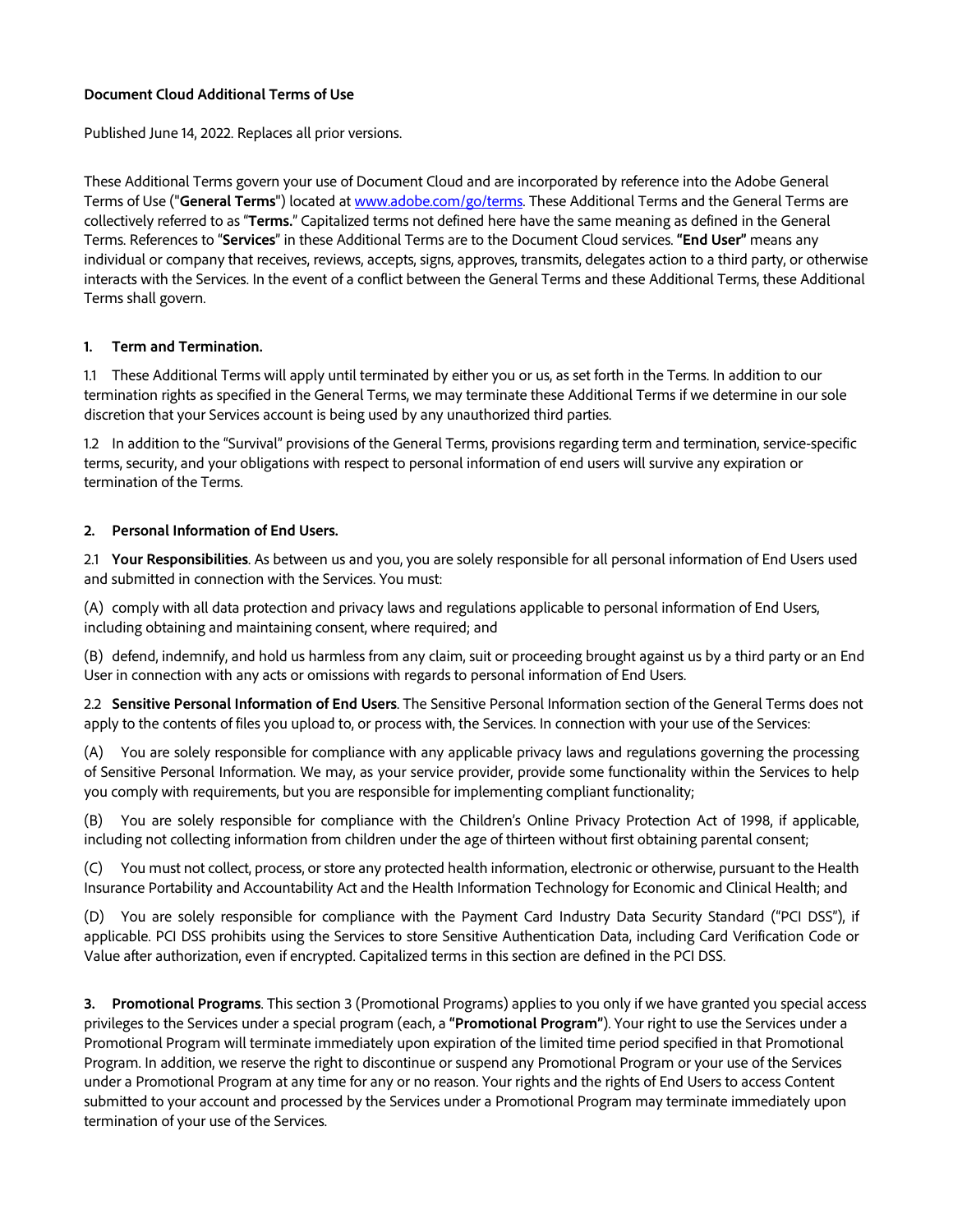**Document Cloud Additional Terms of Use**

Published June 14, 2022. Replaces all prior versions.

These Additional Terms govern your use of Document Cloud and are incorporated by reference into the Adobe General Terms of Use ("**General Terms**") located at [www.adobe.com/go/terms](http://www.adobe.com/go/terms). These Additional Terms and the General Terms are collectively referred to as "**Terms.**" Capitalized terms not defined here have the same meaning as defined in the General Terms. References to "**Services**" in these Additional Terms are to the Document Cloud services. **"End User"** means any individual or company that receives, reviews, accepts, signs, approves, transmits, delegates action to a third party, or otherwise interacts with the Services. In the event of a conflict between the General Terms and these Additional Terms, these Additional Terms shall govern.

**1. Term and Termination.**

1.1 These Additional Terms will apply until terminated by either you or us, as set forth in the Terms. In addition to our termination rights as specified in the General Terms, we may terminate these Additional Terms if we determine in our sole discretion that your Services account is being used by any unauthorized third parties.

1.2 In addition to the "Survival" provisions of the General Terms, provisions regarding term and termination, service-specific terms, security, and your obligations with respect to personal information of end users will survive any expiration or termination of the Terms.

**2. Personal Information of End Users.**

2.1 **Your Responsibilities**. As between us and you, you are solely responsible for all personal information of End Users used and submitted in connection with the Services. You must:

(A) comply with all data protection and privacy laws and regulations applicable to personal information of End Users, including obtaining and maintaining consent, where required; and

(B) defend, indemnify, and hold us harmless from any claim, suit or proceeding brought against us by a third party or an End User in connection with any acts or omissions with regards to personal information of End Users.

2.2 **Sensitive Personal Information of End Users**. The Sensitive Personal Information section of the General Terms does not apply to the contents of files you upload to, or process with, the Services. In connection with your use of the Services:

(A) You are solely responsible for compliance with any applicable privacy laws and regulations governing the processing of Sensitive Personal Information. We may, as your service provider, provide some functionality within the Services to help you comply with requirements, but you are responsible for implementing compliant functionality;

(B) You are solely responsible for compliance with the Children's Online Privacy Protection Act of 1998, if applicable, including not collecting information from children under the age of thirteen without first obtaining parental consent;

(C) You must not collect, process, or store any protected health information, electronic or otherwise, pursuant to the Health Insurance Portability and Accountability Act and the Health Information Technology for Economic and Clinical Health; and

(D) You are solely responsible for compliance with the Payment Card Industry Data Security Standard ("PCI DSS"), if applicable. PCI DSS prohibits using the Services to store Sensitive Authentication Data, including Card Verification Code or Value after authorization, even if encrypted. Capitalized terms in this section are defined in the PCI DSS.

**3. Promotional Programs**. This section 3 (Promotional Programs) applies to you only if we have granted you special access privileges to the Services under a special program (each, a **"Promotional Program"**). Your right to use the Services under a Promotional Program will terminate immediately upon expiration of the limited time period specified in that Promotional Program. In addition, we reserve the right to discontinue or suspend any Promotional Program or your use of the Services under a Promotional Program at any time for any or no reason. Your rights and the rights of End Users to access Content submitted to your account and processed by the Services under a Promotional Program may terminate immediately upon termination of your use of the Services.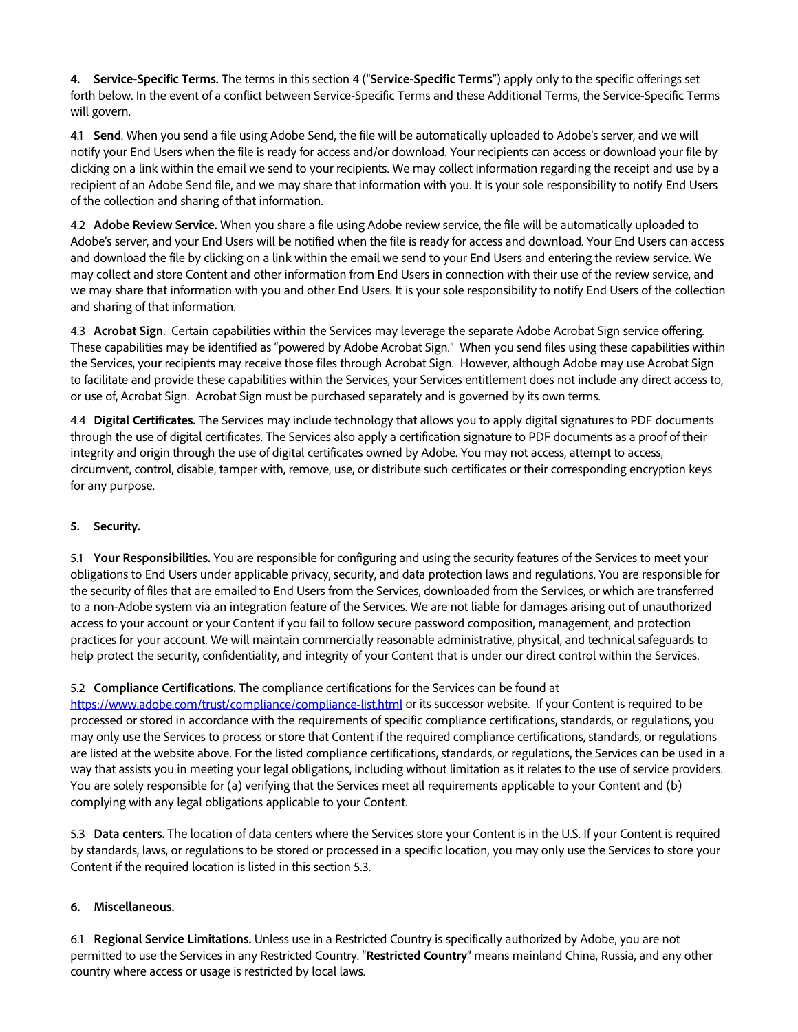**4. Service-Specific Terms.** The terms in this section 4 ("**Service-Specific Terms**") apply only to the specific offerings set forth below. In the event of a conflict between Service-Specific Terms and these Additional Terms, the Service-Specific Terms will govern.

4.1 **Send**. When you send a file using Adobe Send, the file will be automatically uploaded to Adobe's server, and we will notify your End Users when the file is ready for access and/or download. Your recipients can access or download your file by clicking on a link within the email we send to your recipients. We may collect information regarding the receipt and use by a recipient of an Adobe Send file, and we may share that information with you. It is your sole responsibility to notify End Users of the collection and sharing of that information.

4.2 **Adobe Review Service.** When you share a file using Adobe review service, the file will be automatically uploaded to Adobe's server, and your End Users will be notified when the file is ready for access and download. Your End Users can access and download the file by clicking on a link within the email we send to your End Users and entering the review service. We may collect and store Content and other information from End Users in connection with their use of the review service, and we may share that information with you and other End Users. It is your sole responsibility to notify End Users of the collection and sharing of that information.

4.3 **Acrobat Sign**. Certain capabilities within the Services may leverage the separate Adobe Acrobat Sign service offering. These capabilities may be identified as "powered by Adobe Acrobat Sign." When you send files using these capabilities within the Services, your recipients may receive those files through Acrobat Sign. However, although Adobe may use Acrobat Sign to facilitate and provide these capabilities within the Services, your Services entitlement does not include any direct access to, or use of, Acrobat Sign. Acrobat Sign must be purchased separately and is governed by its own terms.

4.4 **Digital Certificates.** The Services may include technology that allows you to apply digital signatures to PDF documents through the use of digital certificates. The Services also apply a certification signature to PDF documents as a proof of their integrity and origin through the use of digital certificates owned by Adobe. You may not access, attempt to access, circumvent, control, disable, tamper with, remove, use, or distribute such certificates or their corresponding encryption keys for any purpose.

**5. Security.**

5.1 **Your Responsibilities.** You are responsible for configuring and using the security features of the Services to meet your obligations to End Users under applicable privacy, security, and data protection laws and regulations. You are responsible for the security of files that are emailed to End Users from the Services, downloaded from the Services, or which are transferred to a non-Adobe system via an integration feature of the Services. We are not liable for damages arising out of unauthorized access to your account or your Content if you fail to follow secure password composition, management, and protection practices for your account. We will maintain commercially reasonable administrative, physical, and technical safeguards to help protect the security, confidentiality, and integrity of your Content that is under our direct control within the Services.

5.2 **Compliance Certifications.** The compliance certifications for the Services can be found at [https://www.adobe.com/trust/compliance/compliance-list.html](https://www.adobe.com/trust/compliance/compliance-list.html) or its successor website. If your Content is required to be processed or stored in accordance with the requirements of specific compliance certifications, standards, or regulations, you may only use the Services to process or store that Content if the required compliance certifications, standards, or regulations are listed at the website above. For the listed compliance certifications, standards, or regulations, the Services can be used in a way that assists you in meeting your legal obligations, including without limitation as it relates to the use of service providers. You are solely responsible for (a) verifying that the Services meet all requirements applicable to your Content and (b) complying with any legal obligations applicable to your Content.

5.3 **Data centers.** The location of data centers where the Services store your Content is in the U.S. If your Content is required by standards, laws, or regulations to be stored or processed in a specific location, you may only use the Services to store your Content if the required location is listed in this section 5.3.

**6. Miscellaneous.**

6.1 **Regional Service Limitations.** Unless use in a Restricted Country is specifically authorized by Adobe, you are not permitted to use the Services in any Restricted Country. "**Restricted Country**" means mainland China, Russia, and any other country where access or usage is restricted by local laws.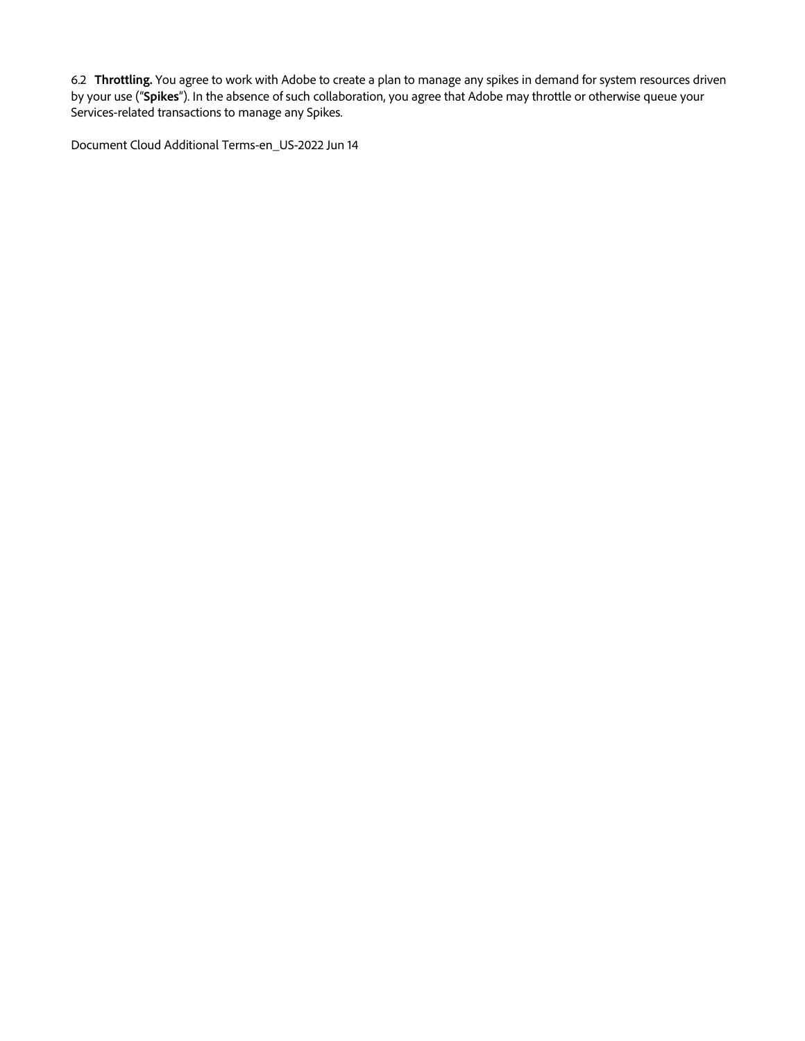6.2 **Throttling.** You agree to work with Adobe to create a plan to manage any spikes in demand for system resources driven by your use ("**Spikes**"). In the absence of such collaboration, you agree that Adobe may throttle or otherwise queue your Services-related transactions to manage any Spikes.

Document Cloud Additional Terms-en_US-2022 Jun 14